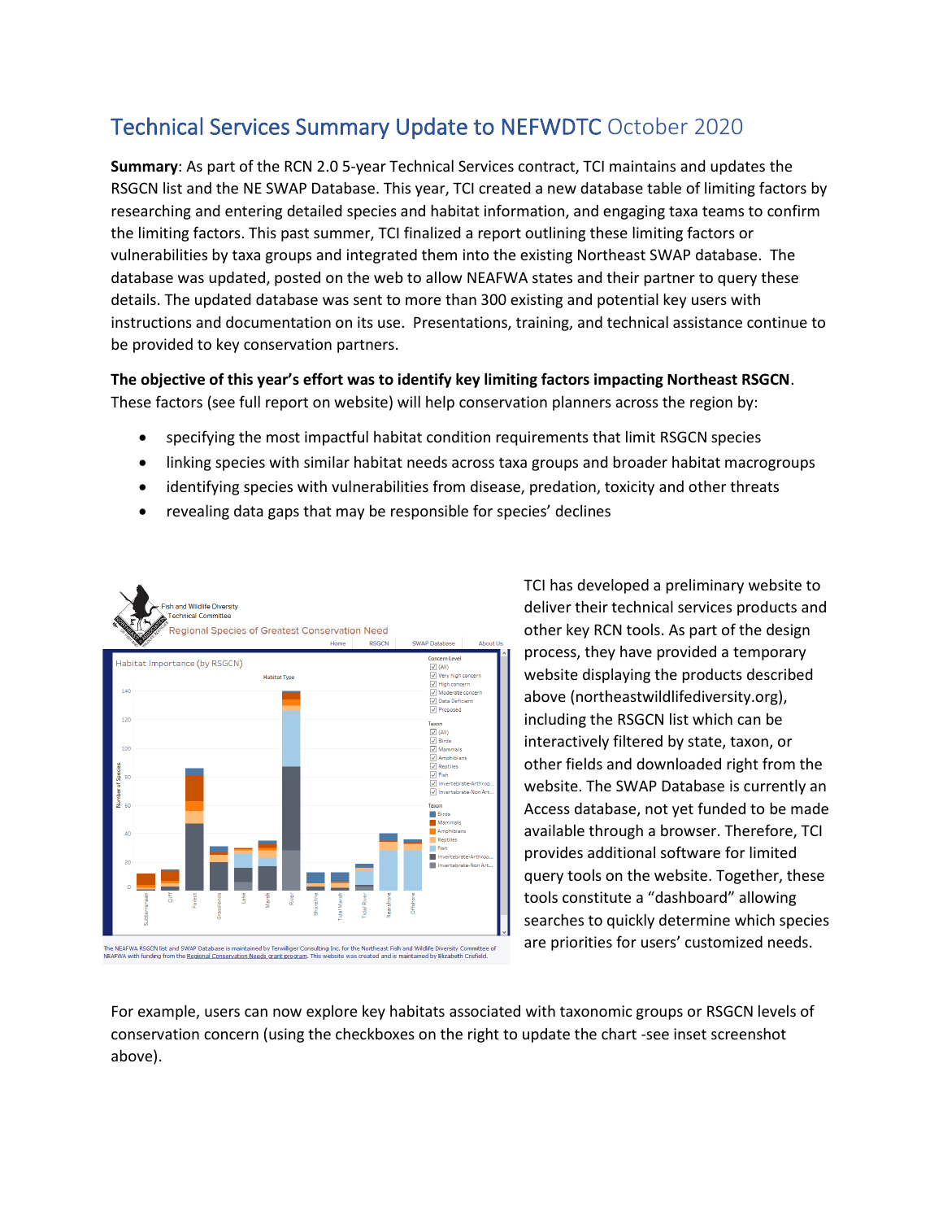# Technical Services Summary Update to NEFWDTC October 2020

**Summary**: As part of the RCN 2.0 5-year Technical Services contract, TCI maintains and updates the RSGCN list and the NE SWAP Database. This year, TCI created a new database table of limiting factors by researching and entering detailed species and habitat information, and engaging taxa teams to confirm the limiting factors. This past summer, TCI finalized a report outlining these limiting factors or vulnerabilities by taxa groups and integrated them into the existing Northeast SWAP database. The database was updated, posted on the web to allow NEAFWA states and their partner to query these details. The updated database was sent to more than 300 existing and potential key users with instructions and documentation on its use. Presentations, training, and technical assistance continue to be provided to key conservation partners.

**The objective of this year's effort was to identify key limiting factors impacting Northeast RSGCN**. These factors (see full report on website) will help conservation planners across the region by:

- specifying the most impactful habitat condition requirements that limit RSGCN species
- linking species with similar habitat needs across taxa groups and broader habitat macrogroups
- identifying species with vulnerabilities from disease, predation, toxicity and other threats
- revealing data gaps that may be responsible for species' declines

TCI has developed a preliminary website to deliver their technical services products and other key RCN tools. As part of the design process, they have provided a temporary website displaying the products described above (northeastwildlifediversity.org), including the RSGCN list which can be interactively filtered by state, taxon, or other fields and downloaded right from the website. The SWAP Database is currently an Access database, not yet funded to be made available through a browser. Therefore, TCI provides additional software for limited query tools on the website. Together, these tools constitute a "dashboard" allowing searches to quickly determine which species are priorities for users' customized needs.

For example, users can now explore key habitats associated with taxonomic groups or RSGCN levels of conservation concern (using the checkboxes on the right to update the chart -see inset screenshot above).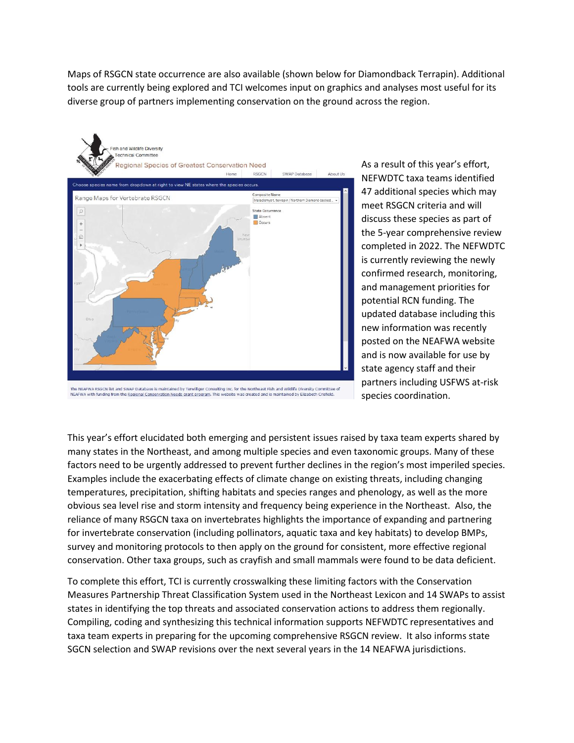Maps of RSGCN state occurrence are also available (shown below for Diamondback Terrapin). Additional tools are currently being explored and TCI welcomes input on graphics and analyses most useful for its diverse group of partners implementing conservation on the ground across the region.

As a result of this year's effort, NEFWDTC taxa teams identified 47 additional species which may meet RSGCN criteria and will discuss these species as part of the 5-year comprehensive review completed in 2022. The NEFWDTC is currently reviewing the newly confirmed research, monitoring, and management priorities for potential RCN funding. The updated database including this new information was recently posted on the NEAFWA website and is now available for use by state agency staff and their partners including USFWS at-risk species coordination.

This year's effort elucidated both emerging and persistent issues raised by taxa team experts shared by many states in the Northeast, and among multiple species and even taxonomic groups. Many of these factors need to be urgently addressed to prevent further declines in the region's most imperiled species. Examples include the exacerbating effects of climate change on existing threats, including changing temperatures, precipitation, shifting habitats and species ranges and phenology, as well as the more obvious sea level rise and storm intensity and frequency being experience in the Northeast. Also, the reliance of many RSGCN taxa on invertebrates highlights the importance of expanding and partnering for invertebrate conservation (including pollinators, aquatic taxa and key habitats) to develop BMPs, survey and monitoring protocols to then apply on the ground for consistent, more effective regional conservation. Other taxa groups, such as crayfish and small mammals were found to be data deficient.

To complete this effort, TCI is currently crosswalking these limiting factors with the Conservation Measures Partnership Threat Classification System used in the Northeast Lexicon and 14 SWAPs to assist states in identifying the top threats and associated conservation actions to address them regionally. Compiling, coding and synthesizing this technical information supports NEFWDTC representatives and taxa team experts in preparing for the upcoming comprehensive RSGCN review. It also informs state SGCN selection and SWAP revisions over the next several years in the 14 NEAFWA jurisdictions.